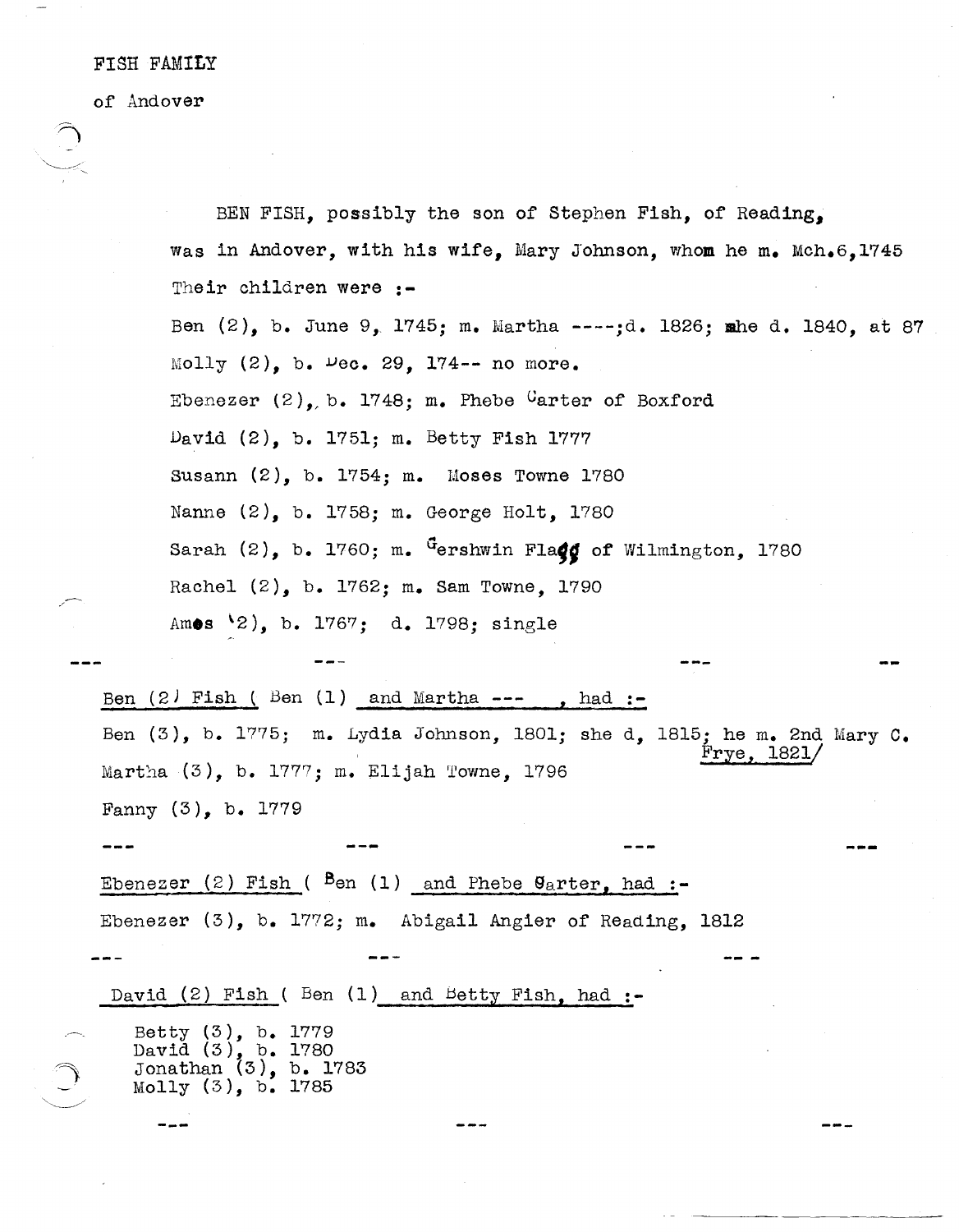FISH FAMILY

of Andover

BEN FISH, possibly the son of Stephen Fish, of Reading, was in Andover, with his wife, Mary Johnson, whom he m. Mch.6,1745 Their children were :-

Ben (2), b. June 9, 1745; m. Martha ----;d. 1826; she d. 1840, at 87

Molly (2), b. Dec. 29, 174-- no more.

Ebenezer (2), b. 1748; m. Phebe Carter of Boxford

David (2), b. 1751; m. Betty Fish 1777

Susann (2), b. 1754; m. Moses Towne 1780

Nanne (2), b. 1758; m. George Holt, 1780

Sarah (2), b. 1760; m. Gershwin Flagg of Wilmington, 1780

Rachel (2), b. 1762; m. Sam Towne, 1790

Amos (2), b. 1767; d. 1798; single

--- --- --- ---

Ben (2) Fish ( Ben (1) and Martha --- , had :-

Ben (3), b. 1775; m. Lydia Johnson, 1801; she d, 1815; he m. 2nd Mary C. Frye, 1821/

Martha (3), b. 1777; m. Elijah Towne, 1796

Fanny (3), b. 1779

--- --- --- ---

Ebenezer (2) Fish ( Ben (1) and Phebe Carter, had :-

Ebenezer (3), b. 1772; m. Abigail Angier of Reading, 1812

--- --- ---

David (2) Fish ( Ben (1) and Betty Fish, had :-

Betty (3), b. 1779
David (3), b. 1780
Jonathan (3), b. 1783
Molly (3), b. 1785

--- --- ---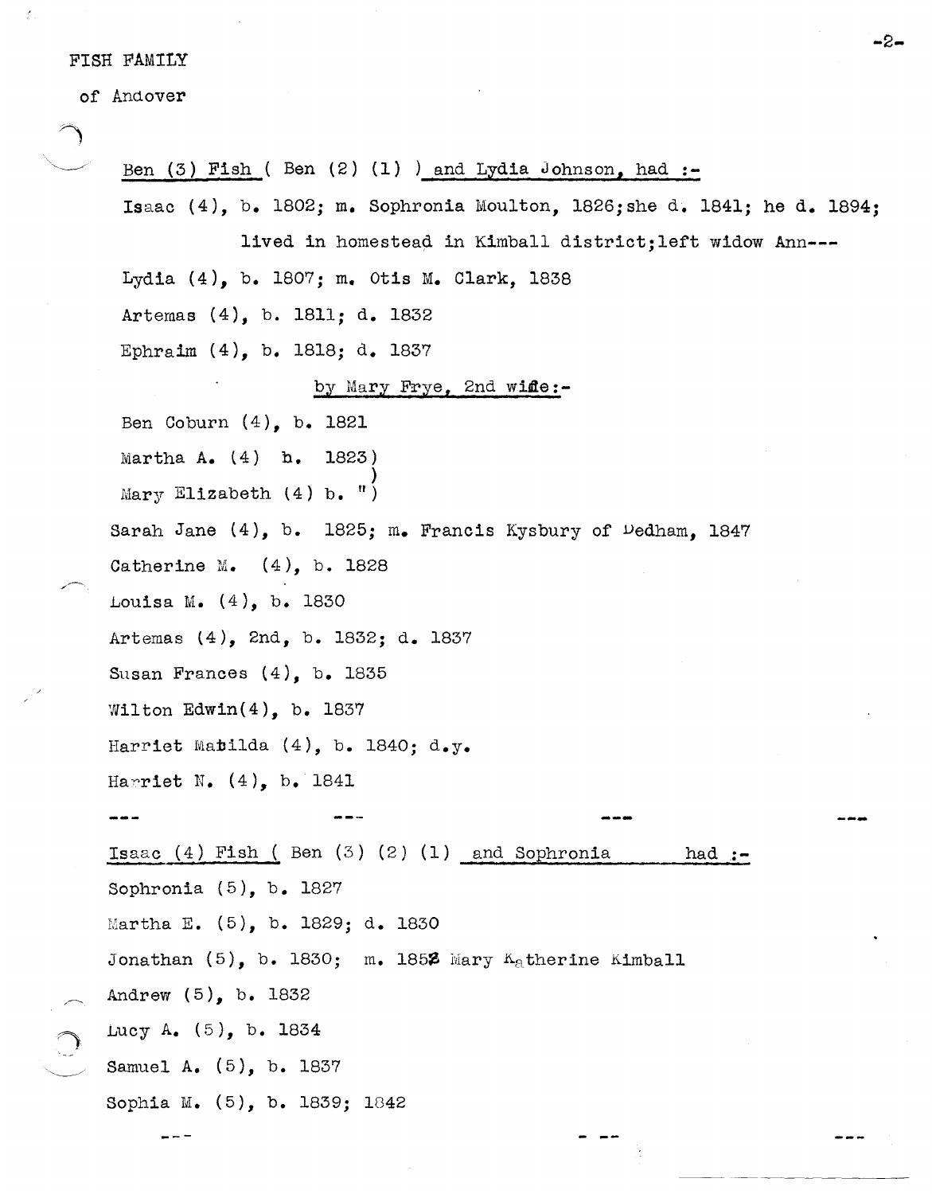FISH FAMILY

of Andover

<u>Ben (3) Fish ( Ben (2) (1) ) and Lydia Johnson, had :-</u>

Isaac (4), b. 1802; m. Sophronia Moulton, 1826; she d. 1841; he d. 1894; lived in homestead in Kimball district; left widow Ann---

Lydia (4), b. 1807; m. Otis M. Clark, 1838

Artemas (4), b. 1811; d. 1832

Ephraim (4), b. 1818; d. 1837

<u>by Mary Frye, 2nd wife:-</u>

Ben Coburn (4), b. 1821

Martha A. (4) b. 1823)

Mary Elizabeth (4) b. " )

Sarah Jane (4), b. 1825; m. Francis Kysbury of Dedham, 1847

Catherine M. (4), b. 1828

Louisa M. (4), b. 1830

Artemas (4), 2nd, b. 1832; d. 1837

Susan Frances (4), b. 1835

Wilton Edwin(4), b. 1837

Harriet Matilda (4), b. 1840; d.y.

Harriet N. (4), b. 1841

--- --- --- ---

<u>Isaac (4) Fish ( Ben (3) (2) (1) and Sophronia had :-</u>

Sophronia (5), b. 1827

Martha E. (5), b. 1829; d. 1830

Jonathan (5), b. 1830; m. 1852 Mary Katherine Kimball

Andrew (5), b. 1832

Lucy A. (5), b. 1834

Samuel A. (5), b. 1837

Sophia M. (5), b. 1839; 1842

--- --- ---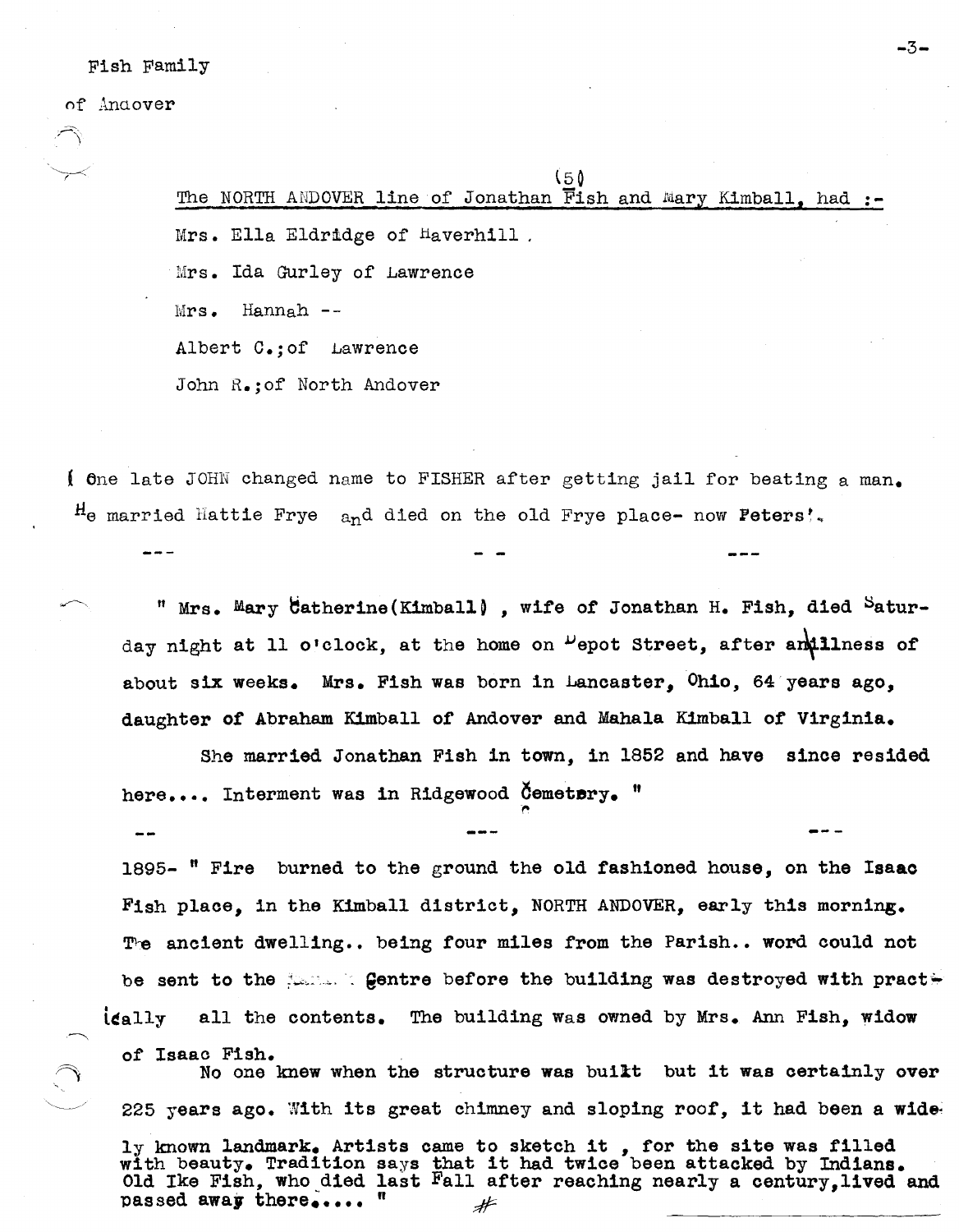Fish Family

of Andover

(50)

The NORTH ANDOVER line of Jonathan Fish and Mary Kimball, had :-

Mrs. Ella Eldridge of Haverhill .

Mrs. Ida Gurley of Lawrence

Mrs. Hannah --

Albert C.;of Lawrence

John R.;of North Andover

( One late JOHN changed name to FISHER after getting jail for beating a man. He married Hattie Frye and died on the old Frye place- now Peters'.

--- -- ---

" Mrs. Mary Catherine(Kimball) , wife of Jonathan H. Fish, died Saturday night at 11 o'clock, at the home on Depot Street, after an illness of about six weeks. Mrs. Fish was born in Lancaster, Ohio, 64 years ago, daughter of Abraham Kimball of Andover and Mahala Kimball of Virginia.

She married Jonathan Fish in town, in 1852 and have since resided here.... Interment was in Ridgewood Cemetery. "

-- --- ---

1895- " Fire burned to the ground the old fashioned house, on the Isaac Fish place, in the Kimball district, NORTH ANDOVER, early this morning. The ancient dwelling.. being four miles from the Parish.. word could not be sent to the Centre before the building was destroyed with practically all the contents. The building was owned by Mrs. Ann Fish, widow of Isaac Fish.

No one knew when the structure was built but it was certainly over 225 years ago. With its great chimney and sloping roof, it had been a widely known landmark. Artists came to sketch it , for the site was filled with beauty. Tradition says that it had twice been attacked by Indians. Old Ike Fish, who died last Fall after reaching nearly a century,lived and passed away there..... "

#